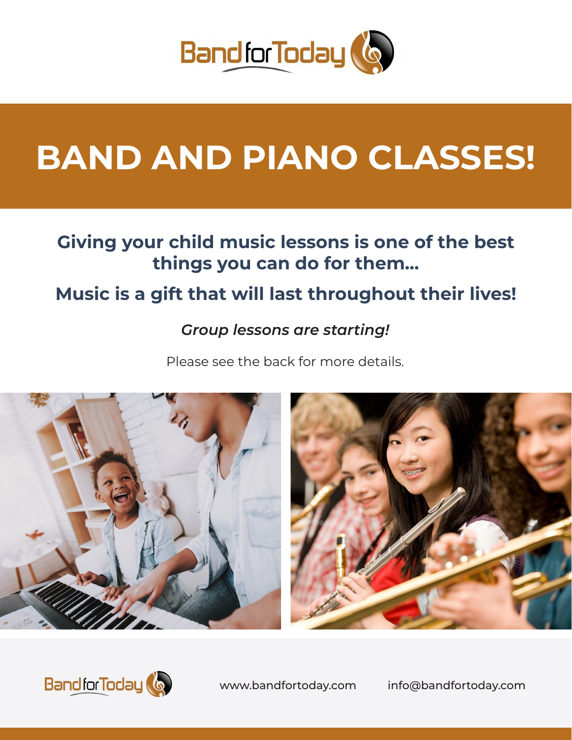Band for Today

# BAND AND PIANO CLASSES!

## Giving your child music lessons is one of the best things you can do for them...

## Music is a gift that will last throughout their lives!

*Group lessons are starting!*

Please see the back for more details.

Band for Today

www.bandfortoday.com

info@bandfortoday.com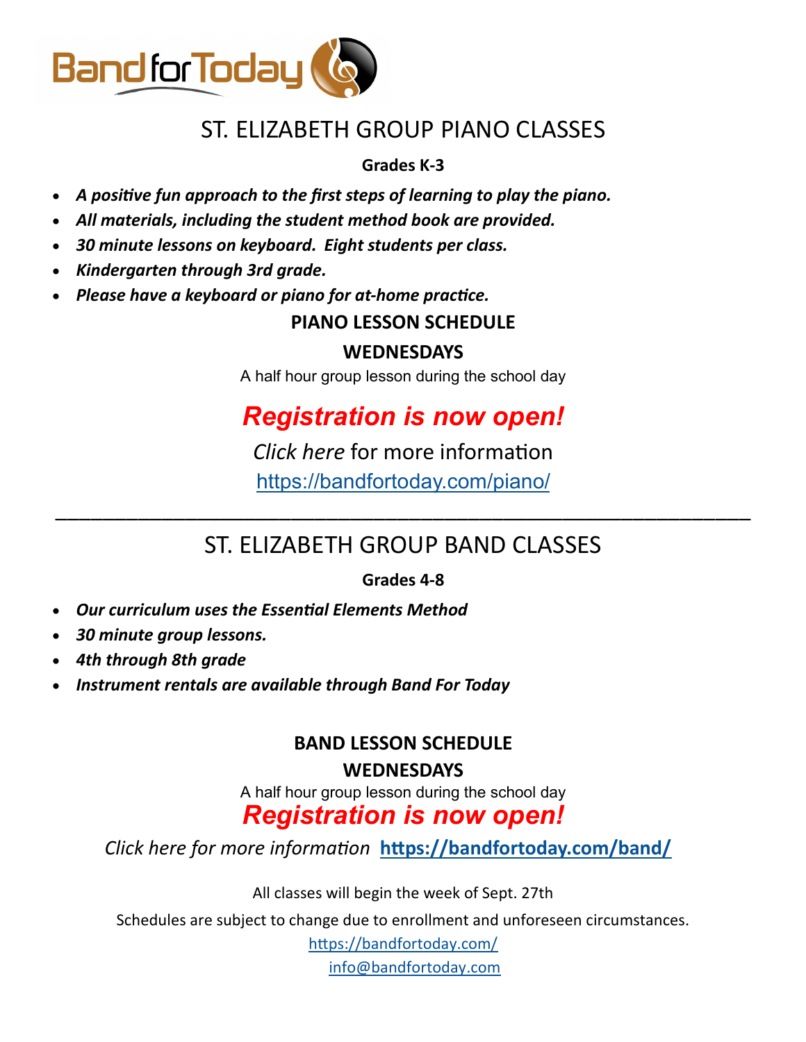Band for Today

# ST. ELIZABETH GROUP PIANO CLASSES

**Grades K-3**

- ***A positive fun approach to the first steps of learning to play the piano.***
- ***All materials, including the student method book are provided.***
- ***30 minute lessons on keyboard. Eight students per class.***
- ***Kindergarten through 3rd grade.***
- ***Please have a keyboard or piano for at-home practice.***

**PIANO LESSON SCHEDULE**

**WEDNESDAYS**

A half hour group lesson during the school day

***Registration is now open!***

*Click here* for more information

https://bandfortoday.com/piano/

---

# ST. ELIZABETH GROUP BAND CLASSES

**Grades 4-8**

- ***Our curriculum uses the Essential Elements Method***
- ***30 minute group lessons.***
- ***4th through 8th grade***
- ***Instrument rentals are available through Band For Today***

**BAND LESSON SCHEDULE**

**WEDNESDAYS**

A half hour group lesson during the school day

***Registration is now open!***

*Click here for more information* **https://bandfortoday.com/band/**

All classes will begin the week of Sept. 27th

Schedules are subject to change due to enrollment and unforeseen circumstances.

https://bandfortoday.com/

info@bandfortoday.com